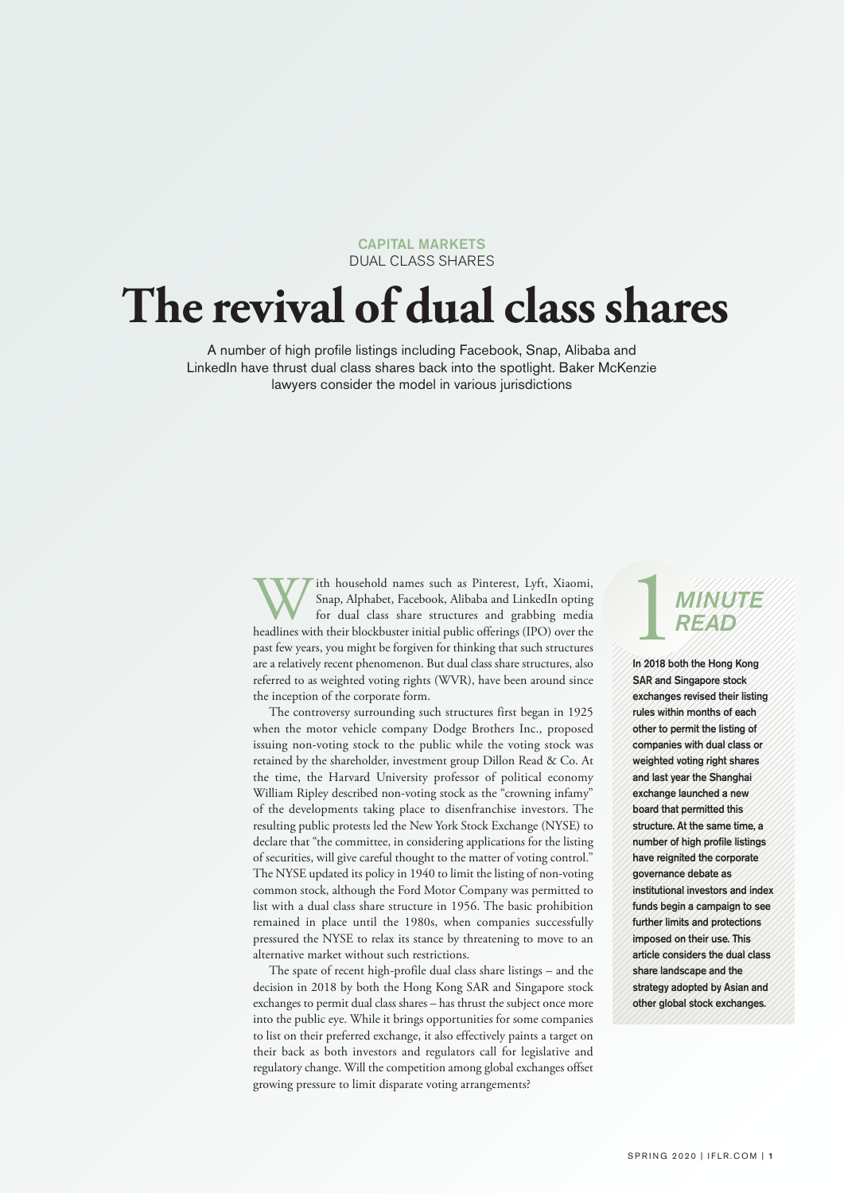CAPITAL MARKETS
DUAL CLASS SHARES

# The revival of dual class shares

A number of high profile listings including Facebook, Snap, Alibaba and LinkedIn have thrust dual class shares back into the spotlight. Baker McKenzie lawyers consider the model in various jurisdictions

**1 MINUTE READ**

**In 2018 both the Hong Kong SAR and Singapore stock exchanges revised their listing rules within months of each other to permit the listing of companies with dual class or weighted voting right shares and last year the Shanghai exchange launched a new board that permitted this structure. At the same time, a number of high profile listings have reignited the corporate governance debate as institutional investors and index funds begin a campaign to see further limits and protections imposed on their use. This article considers the dual class share landscape and the strategy adopted by Asian and other global stock exchanges.**

With household names such as Pinterest, Lyft, Xiaomi, Snap, Alphabet, Facebook, Alibaba and LinkedIn opting for dual class share structures and grabbing media headlines with their blockbuster initial public offerings (IPO) over the past few years, you might be forgiven for thinking that such structures are a relatively recent phenomenon. But dual class share structures, also referred to as weighted voting rights (WVR), have been around since the inception of the corporate form.

The controversy surrounding such structures first began in 1925 when the motor vehicle company Dodge Brothers Inc., proposed issuing non-voting stock to the public while the voting stock was retained by the shareholder, investment group Dillon Read & Co. At the time, the Harvard University professor of political economy William Ripley described non-voting stock as the "crowning infamy" of the developments taking place to disenfranchise investors. The resulting public protests led the New York Stock Exchange (NYSE) to declare that "the committee, in considering applications for the listing of securities, will give careful thought to the matter of voting control." The NYSE updated its policy in 1940 to limit the listing of non-voting common stock, although the Ford Motor Company was permitted to list with a dual class share structure in 1956. The basic prohibition remained in place until the 1980s, when companies successfully pressured the NYSE to relax its stance by threatening to move to an alternative market without such restrictions.

The spate of recent high-profile dual class share listings – and the decision in 2018 by both the Hong Kong SAR and Singapore stock exchanges to permit dual class shares – has thrust the subject once more into the public eye. While it brings opportunities for some companies to list on their preferred exchange, it also effectively paints a target on their back as both investors and regulators call for legislative and regulatory change. Will the competition among global exchanges offset growing pressure to limit disparate voting arrangements?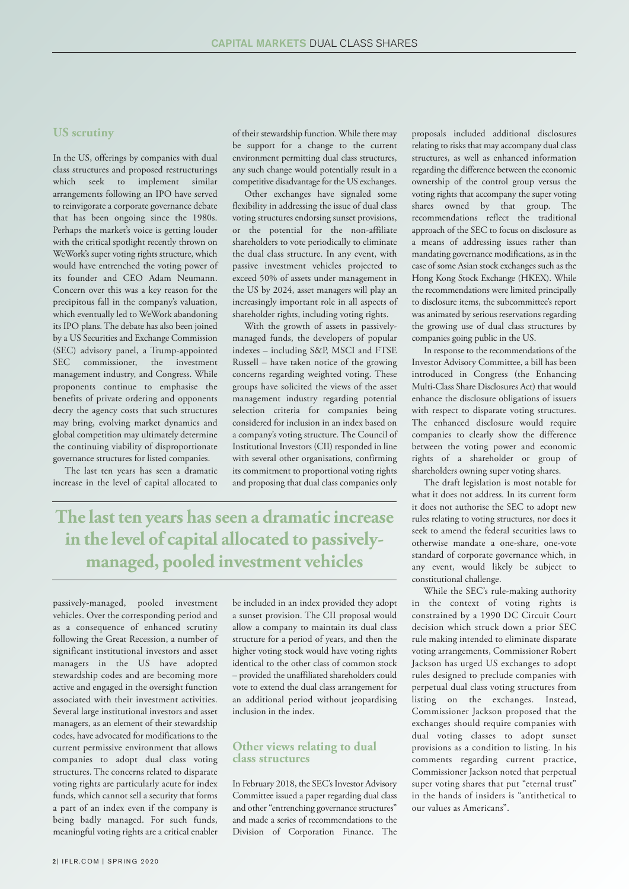## US scrutiny

In the US, offerings by companies with dual class structures and proposed restructurings which seek to implement similar arrangements following an IPO have served to reinvigorate a corporate governance debate that has been ongoing since the 1980s. Perhaps the market's voice is getting louder with the critical spotlight recently thrown on WeWork's super voting rights structure, which would have entrenched the voting power of its founder and CEO Adam Neumann. Concern over this was a key reason for the precipitous fall in the company's valuation, which eventually led to WeWork abandoning its IPO plans. The debate has also been joined by a US Securities and Exchange Commission (SEC) advisory panel, a Trump-appointed SEC commissioner, the investment management industry, and Congress. While proponents continue to emphasise the benefits of private ordering and opponents decry the agency costs that such structures may bring, evolving market dynamics and global competition may ultimately determine the continuing viability of disproportionate governance structures for listed companies.

The last ten years has seen a dramatic increase in the level of capital allocated to passively-managed, pooled investment vehicles. Over the corresponding period and as a consequence of enhanced scrutiny following the Great Recession, a number of significant institutional investors and asset managers in the US have adopted stewardship codes and are becoming more active and engaged in the oversight function associated with their investment activities. Several large institutional investors and asset managers, as an element of their stewardship codes, have advocated for modifications to the current permissive environment that allows companies to adopt dual class voting structures. The concerns related to disparate voting rights are particularly acute for index funds, which cannot sell a security that forms a part of an index even if the company is being badly managed. For such funds, meaningful voting rights are a critical enabler of their stewardship function. While there may be support for a change to the current environment permitting dual class structures, any such change would potentially result in a competitive disadvantage for the US exchanges.

**The last ten years has seen a dramatic increase in the level of capital allocated to passively-managed, pooled investment vehicles**

Other exchanges have signaled some flexibility in addressing the issue of dual class voting structures endorsing sunset provisions, or the potential for the non-affiliate shareholders to vote periodically to eliminate the dual class structure. In any event, with passive investment vehicles projected to exceed 50% of assets under management in the US by 2024, asset managers will play an increasingly important role in all aspects of shareholder rights, including voting rights.

With the growth of assets in passively-managed funds, the developers of popular indexes – including S&P, MSCI and FTSE Russell – have taken notice of the growing concerns regarding weighted voting. These groups have solicited the views of the asset management industry regarding potential selection criteria for companies being considered for inclusion in an index based on a company's voting structure. The Council of Institutional Investors (CII) responded in line with several other organisations, confirming its commitment to proportional voting rights and proposing that dual class companies only be included in an index provided they adopt a sunset provision. The CII proposal would allow a company to maintain its dual class structure for a period of years, and then the higher voting stock would have voting rights identical to the other class of common stock – provided the unaffiliated shareholders could vote to extend the dual class arrangement for an additional period without jeopardising inclusion in the index.

## Other views relating to dual class structures

In February 2018, the SEC's Investor Advisory Committee issued a paper regarding dual class and other "entrenching governance structures" and made a series of recommendations to the Division of Corporation Finance. The proposals included additional disclosures relating to risks that may accompany dual class structures, as well as enhanced information regarding the difference between the economic ownership of the control group versus the voting rights that accompany the super voting shares owned by that group. The recommendations reflect the traditional approach of the SEC to focus on disclosure as a means of addressing issues rather than mandating governance modifications, as in the case of some Asian stock exchanges such as the Hong Kong Stock Exchange (HKEX). While the recommendations were limited principally to disclosure items, the subcommittee's report was animated by serious reservations regarding the growing use of dual class structures by companies going public in the US.

In response to the recommendations of the Investor Advisory Committee, a bill has been introduced in Congress (the Enhancing Multi-Class Share Disclosures Act) that would enhance the disclosure obligations of issuers with respect to disparate voting structures. The enhanced disclosure would require companies to clearly show the difference between the voting power and economic rights of a shareholder or group of shareholders owning super voting shares.

The draft legislation is most notable for what it does not address. In its current form it does not authorise the SEC to adopt new rules relating to voting structures, nor does it seek to amend the federal securities laws to otherwise mandate a one-share, one-vote standard of corporate governance which, in any event, would likely be subject to constitutional challenge.

While the SEC's rule-making authority in the context of voting rights is constrained by a 1990 DC Circuit Court decision which struck down a prior SEC rule making intended to eliminate disparate voting arrangements, Commissioner Robert Jackson has urged US exchanges to adopt rules designed to preclude companies with perpetual dual class voting structures from listing on the exchanges. Instead, Commissioner Jackson proposed that the exchanges should require companies with dual voting classes to adopt sunset provisions as a condition to listing. In his comments regarding current practice, Commissioner Jackson noted that perpetual super voting shares that put "eternal trust" in the hands of insiders is "antithetical to our values as Americans".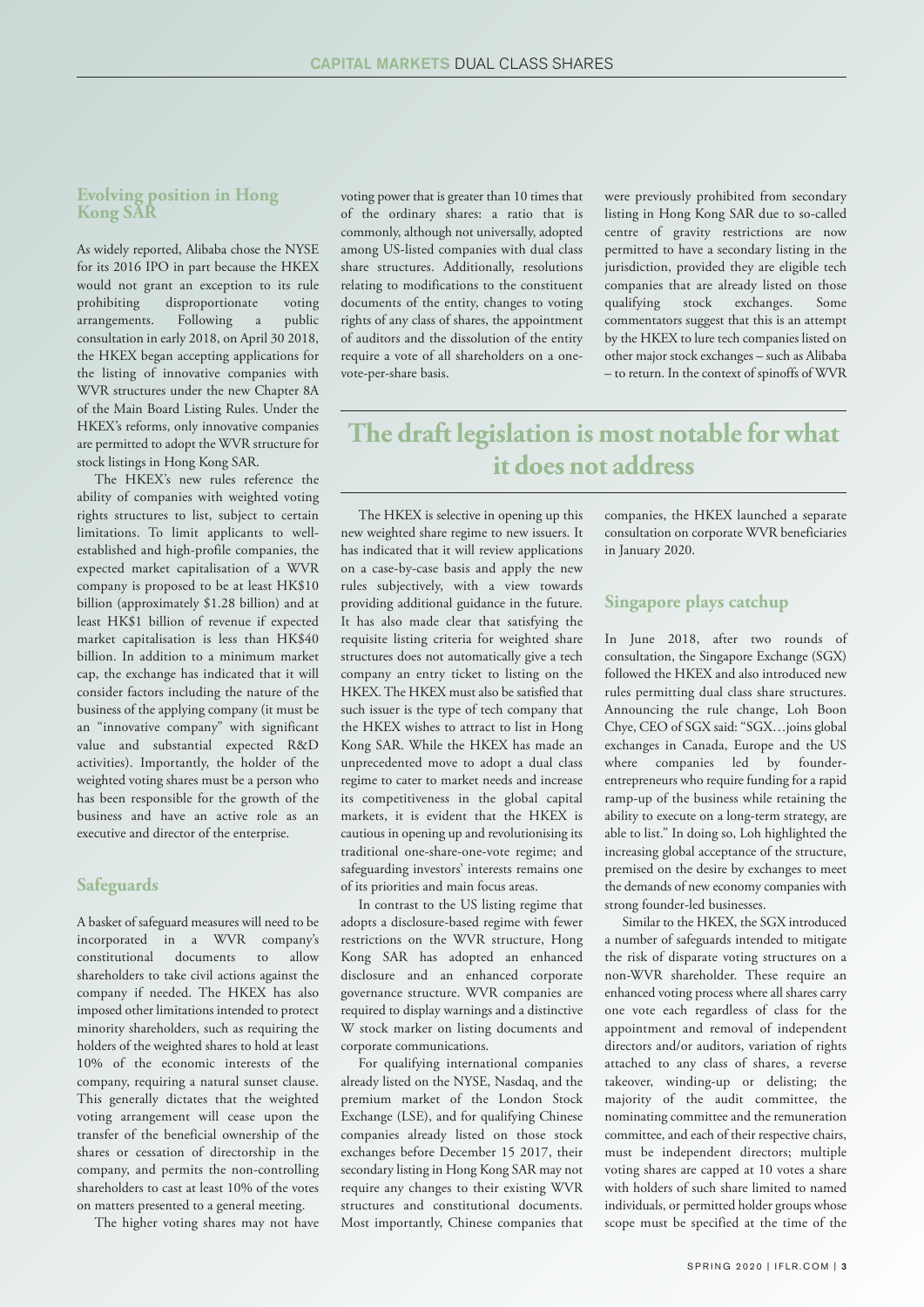## Evolving position in Hong Kong SAR

As widely reported, Alibaba chose the NYSE for its 2016 IPO in part because the HKEX would not grant an exception to its rule prohibiting disproportionate voting arrangements. Following a public consultation in early 2018, on April 30 2018, the HKEX began accepting applications for the listing of innovative companies with WVR structures under the new Chapter 8A of the Main Board Listing Rules. Under the HKEX's reforms, only innovative companies are permitted to adopt the WVR structure for stock listings in Hong Kong SAR.

The HKEX's new rules reference the ability of companies with weighted voting rights structures to list, subject to certain limitations. To limit applicants to well-established and high-profile companies, the expected market capitalisation of a WVR company is proposed to be at least HK$10 billion (approximately $1.28 billion) and at least HK$1 billion of revenue if expected market capitalisation is less than HK$40 billion. In addition to a minimum market cap, the exchange has indicated that it will consider factors including the nature of the business of the applying company (it must be an "innovative company" with significant value and substantial expected R&D activities). Importantly, the holder of the weighted voting shares must be a person who has been responsible for the growth of the business and have an active role as an executive and director of the enterprise.

## Safeguards

A basket of safeguard measures will need to be incorporated in a WVR company's constitutional documents to allow shareholders to take civil actions against the company if needed. The HKEX has also imposed other limitations intended to protect minority shareholders, such as requiring the holders of the weighted shares to hold at least 10% of the economic interests of the company, requiring a natural sunset clause. This generally dictates that the weighted voting arrangement will cease upon the transfer of the beneficial ownership of the shares or cessation of directorship in the company, and permits the non-controlling shareholders to cast at least 10% of the votes on matters presented to a general meeting.

The higher voting shares may not have voting power that is greater than 10 times that of the ordinary shares: a ratio that is commonly, although not universally, adopted among US-listed companies with dual class share structures. Additionally, resolutions relating to modifications to the constituent documents of the entity, changes to voting rights of any class of shares, the appointment of auditors and the dissolution of the entity require a vote of all shareholders on a one-vote-per-share basis.

The HKEX is selective in opening up this new weighted share regime to new issuers. It has indicated that it will review applications on a case-by-case basis and apply the new rules subjectively, with a view towards providing additional guidance in the future. It has also made clear that satisfying the requisite listing criteria for weighted share structures does not automatically give a tech company an entry ticket to listing on the HKEX. The HKEX must also be satisfied that such issuer is the type of tech company that the HKEX wishes to attract to list in Hong Kong SAR. While the HKEX has made an unprecedented move to adopt a dual class regime to cater to market needs and increase its competitiveness in the global capital markets, it is evident that the HKEX is cautious in opening up and revolutionising its traditional one-share-one-vote regime; and safeguarding investors' interests remains one of its priorities and main focus areas.

In contrast to the US listing regime that adopts a disclosure-based regime with fewer restrictions on the WVR structure, Hong Kong SAR has adopted an enhanced disclosure and an enhanced corporate governance structure. WVR companies are required to display warnings and a distinctive W stock marker on listing documents and corporate communications.

For qualifying international companies already listed on the NYSE, Nasdaq, and the premium market of the London Stock Exchange (LSE), and for qualifying Chinese companies already listed on those stock exchanges before December 15 2017, their secondary listing in Hong Kong SAR may not require any changes to their existing WVR structures and constitutional documents. Most importantly, Chinese companies that were previously prohibited from secondary listing in Hong Kong SAR due to so-called centre of gravity restrictions are now permitted to have a secondary listing in the jurisdiction, provided they are eligible tech companies that are already listed on those qualifying stock exchanges. Some commentators suggest that this is an attempt by the HKEX to lure tech companies listed on other major stock exchanges – such as Alibaba – to return. In the context of spinoffs of WVR companies, the HKEX launched a separate consultation on corporate WVR beneficiaries in January 2020.

> **The draft legislation is most notable for what it does not address**

## Singapore plays catchup

In June 2018, after two rounds of consultation, the Singapore Exchange (SGX) followed the HKEX and also introduced new rules permitting dual class share structures. Announcing the rule change, Loh Boon Chye, CEO of SGX said: "SGX…joins global exchanges in Canada, Europe and the US where companies led by founder-entrepreneurs who require funding for a rapid ramp-up of the business while retaining the ability to execute on a long-term strategy, are able to list." In doing so, Loh highlighted the increasing global acceptance of the structure, premised on the desire by exchanges to meet the demands of new economy companies with strong founder-led businesses.

Similar to the HKEX, the SGX introduced a number of safeguards intended to mitigate the risk of disparate voting structures on a non-WVR shareholder. These require an enhanced voting process where all shares carry one vote each regardless of class for the appointment and removal of independent directors and/or auditors, variation of rights attached to any class of shares, a reverse takeover, winding-up or delisting; the majority of the audit committee, the nominating committee and the remuneration committee, and each of their respective chairs, must be independent directors; multiple voting shares are capped at 10 votes a share with holders of such share limited to named individuals, or permitted holder groups whose scope must be specified at the time of the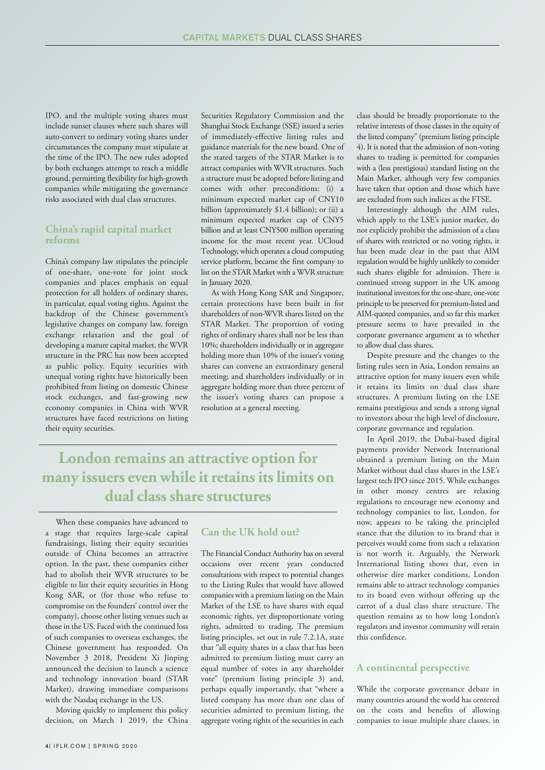IPO, and the multiple voting shares must include sunset clauses where such shares will auto-convert to ordinary voting shares under circumstances the company must stipulate at the time of the IPO. The new rules adopted by both exchanges attempt to reach a middle ground, permitting flexibility for high-growth companies while mitigating the governance risks associated with dual class structures.

## China's rapid capital market reforms

China's company law stipulates the principle of one-share, one-vote for joint stock companies and places emphasis on equal protection for all holders of ordinary shares, in particular, equal voting rights. Against the backdrop of the Chinese government's legislative changes on company law, foreign exchange relaxation and the goal of developing a mature capital market, the WVR structure in the PRC has now been accepted as public policy. Equity securities with unequal voting rights have historically been prohibited from listing on domestic Chinese stock exchanges, and fast-growing new economy companies in China with WVR structures have faced restrictions on listing their equity securities.

When these companies have advanced to a stage that requires large-scale capital fundraisings, listing their equity securities outside of China becomes an attractive option. In the past, these companies either had to abolish their WVR structures to be eligible to list their equity securities in Hong Kong SAR, or (for those who refuse to compromise on the founders' control over the company), choose other listing venues such as those in the US. Faced with the continued loss of such companies to overseas exchanges, the Chinese government has responded. On November 3 2018, President Xi Jinping announced the decision to launch a science and technology innovation board (STAR Market), drawing immediate comparisons with the Nasdaq exchange in the US.

Moving quickly to implement this policy decision, on March 1 2019, the China Securities Regulatory Commission and the Shanghai Stock Exchange (SSE) issued a series of immediately-effective listing rules and guidance materials for the new board. One of the stated targets of the STAR Market is to attract companies with WVR structures. Such a structure must be adopted before listing and comes with other preconditions: (i) a minimum expected market cap of CNY10 billion (approximately $1.4 billion); or (ii) a minimum expected market cap of CNY5 billion and at least CNY500 million operating income for the most recent year. UCloud Technology, which operates a cloud computing service platform, became the first company to list on the STAR Market with a WVR structure in January 2020.

As with Hong Kong SAR and Singapore, certain protections have been built in for shareholders of non-WVR shares listed on the STAR Market. The proportion of voting rights of ordinary shares shall not be less than 10%; shareholders individually or in aggregate holding more than 10% of the issuer's voting shares can convene an extraordinary general meeting; and shareholders individually or in aggregate holding more than three percent of the issuer's voting shares can propose a resolution at a general meeting.

> **London remains an attractive option for many issuers even while it retains its limits on dual class share structures**

## Can the UK hold out?

The Financial Conduct Authority has on several occasions over recent years conducted consultations with respect to potential changes to the Listing Rules that would have allowed companies with a premium listing on the Main Market of the LSE to have shares with equal economic rights, yet disproportionate voting rights, admitted to trading. The premium listing principles, set out in rule 7.2.1A, state that "all equity shares in a class that has been admitted to premium listing must carry an equal number of votes in any shareholder vote" (premium listing principle 3) and, perhaps equally importantly, that "where a listed company has more than one class of securities admitted to premium listing, the aggregate voting rights of the securities in each class should be broadly proportionate to the relative interests of those classes in the equity of the listed company" (premium listing principle 4). It is noted that the admission of non-voting shares to trading is permitted for companies with a (less prestigious) standard listing on the Main Market, although very few companies have taken that option and those which have are excluded from such indices as the FTSE.

Interestingly although the AIM rules, which apply to the LSE's junior market, do not explicitly prohibit the admission of a class of shares with restricted or no voting rights, it has been made clear in the past that AIM regulation would be highly unlikely to consider such shares eligible for admission. There is continued strong support in the UK among institutional investors for the one-share, one-vote principle to be preserved for premium-listed and AIM-quoted companies, and so far this market pressure seems to have prevailed in the corporate governance argument as to whether to allow dual class shares.

Despite pressure and the changes to the listing rules seen in Asia, London remains an attractive option for many issuers even while it retains its limits on dual class share structures. A premium listing on the LSE remains prestigious and sends a strong signal to investors about the high level of disclosure, corporate governance and regulation.

In April 2019, the Dubai-based digital payments provider Network International obtained a premium listing on the Main Market without dual class shares in the LSE's largest tech IPO since 2015. While exchanges in other money centres are relaxing regulations to encourage new economy and technology companies to list, London, for now, appears to be taking the principled stance that the dilution to its brand that it perceives would come from such a relaxation is not worth it. Arguably, the Network International listing shows that, even in otherwise dire market conditions, London remains able to attract technology companies to its board even without offering up the carrot of a dual class share structure. The question remains as to how long London's regulators and investor community will retain this confidence.

## A continental perspective

While the corporate governance debate in many countries around the world has centered on the costs and benefits of allowing companies to issue multiple share classes, in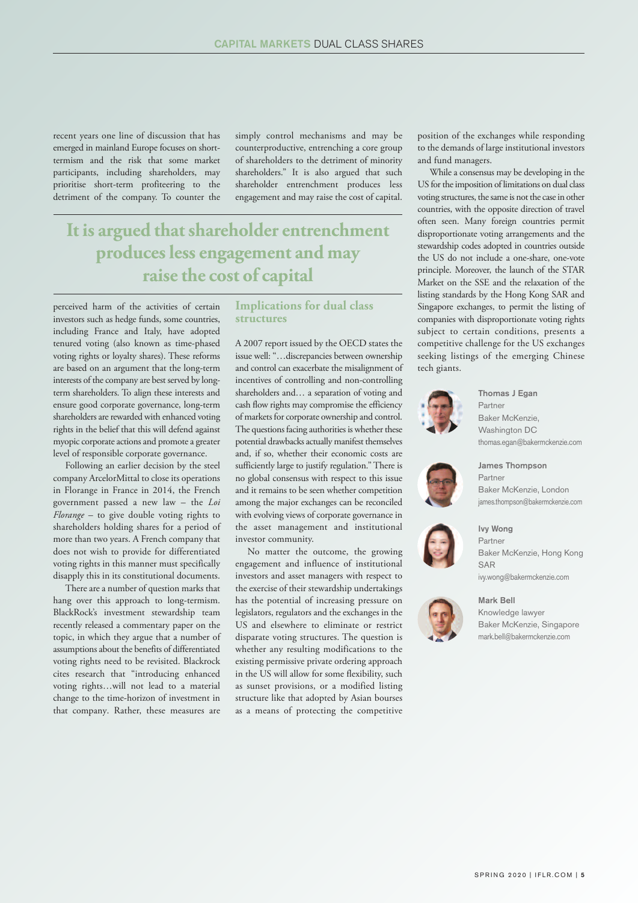recent years one line of discussion that has emerged in mainland Europe focuses on short-termism and the risk that some market participants, including shareholders, may prioritise short-term profiteering to the detriment of the company. To counter the perceived harm of the activities of certain investors such as hedge funds, some countries, including France and Italy, have adopted tenured voting (also known as time-phased voting rights or loyalty shares). These reforms are based on an argument that the long-term interests of the company are best served by long-term shareholders. To align these interests and ensure good corporate governance, long-term shareholders are rewarded with enhanced voting rights in the belief that this will defend against myopic corporate actions and promote a greater level of responsible corporate governance.

Following an earlier decision by the steel company ArcelorMittal to close its operations in Florange in France in 2014, the French government passed a new law – the *Loi Florange* – to give double voting rights to shareholders holding shares for a period of more than two years. A French company that does not wish to provide for differentiated voting rights in this manner must specifically disapply this in its constitutional documents.

There are a number of question marks that hang over this approach to long-termism. BlackRock's investment stewardship team recently released a commentary paper on the topic, in which they argue that a number of assumptions about the benefits of differentiated voting rights need to be revisited. Blackrock cites research that "introducing enhanced voting rights…will not lead to a material change to the time-horizon of investment in that company. Rather, these measures are simply control mechanisms and may be counterproductive, entrenching a core group of shareholders to the detriment of minority shareholders." It is also argued that such shareholder entrenchment produces less engagement and may raise the cost of capital.

> **It is argued that shareholder entrenchment produces less engagement and may raise the cost of capital**

## Implications for dual class structures

A 2007 report issued by the OECD states the issue well: "…discrepancies between ownership and control can exacerbate the misalignment of incentives of controlling and non-controlling shareholders and… a separation of voting and cash flow rights may compromise the efficiency of markets for corporate ownership and control. The questions facing authorities is whether these potential drawbacks actually manifest themselves and, if so, whether their economic costs are sufficiently large to justify regulation." There is no global consensus with respect to this issue and it remains to be seen whether competition among the major exchanges can be reconciled with evolving views of corporate governance in the asset management and institutional investor community.

No matter the outcome, the growing engagement and influence of institutional investors and asset managers with respect to the exercise of their stewardship undertakings has the potential of increasing pressure on legislators, regulators and the exchanges in the US and elsewhere to eliminate or restrict disparate voting structures. The question is whether any resulting modifications to the existing permissive private ordering approach in the US will allow for some flexibility, such as sunset provisions, or a modified listing structure like that adopted by Asian bourses as a means of protecting the competitive position of the exchanges while responding to the demands of large institutional investors and fund managers.

While a consensus may be developing in the US for the imposition of limitations on dual class voting structures, the same is not the case in other countries, with the opposite direction of travel often seen. Many foreign countries permit disproportionate voting arrangements and the stewardship codes adopted in countries outside the US do not include a one-share, one-vote principle. Moreover, the launch of the STAR Market on the SSE and the relaxation of the listing standards by the Hong Kong SAR and Singapore exchanges, to permit the listing of companies with disproportionate voting rights subject to certain conditions, presents a competitive challenge for the US exchanges seeking listings of the emerging Chinese tech giants.

**Thomas J Egan**
Partner
Baker McKenzie, Washington DC
thomas.egan@bakermckenzie.com

**James Thompson**
Partner
Baker McKenzie, London
james.thompson@bakermckenzie.com

**Ivy Wong**
Partner
Baker McKenzie, Hong Kong SAR
ivy.wong@bakermckenzie.com

**Mark Bell**
Knowledge lawyer
Baker McKenzie, Singapore
mark.bell@bakermckenzie.com